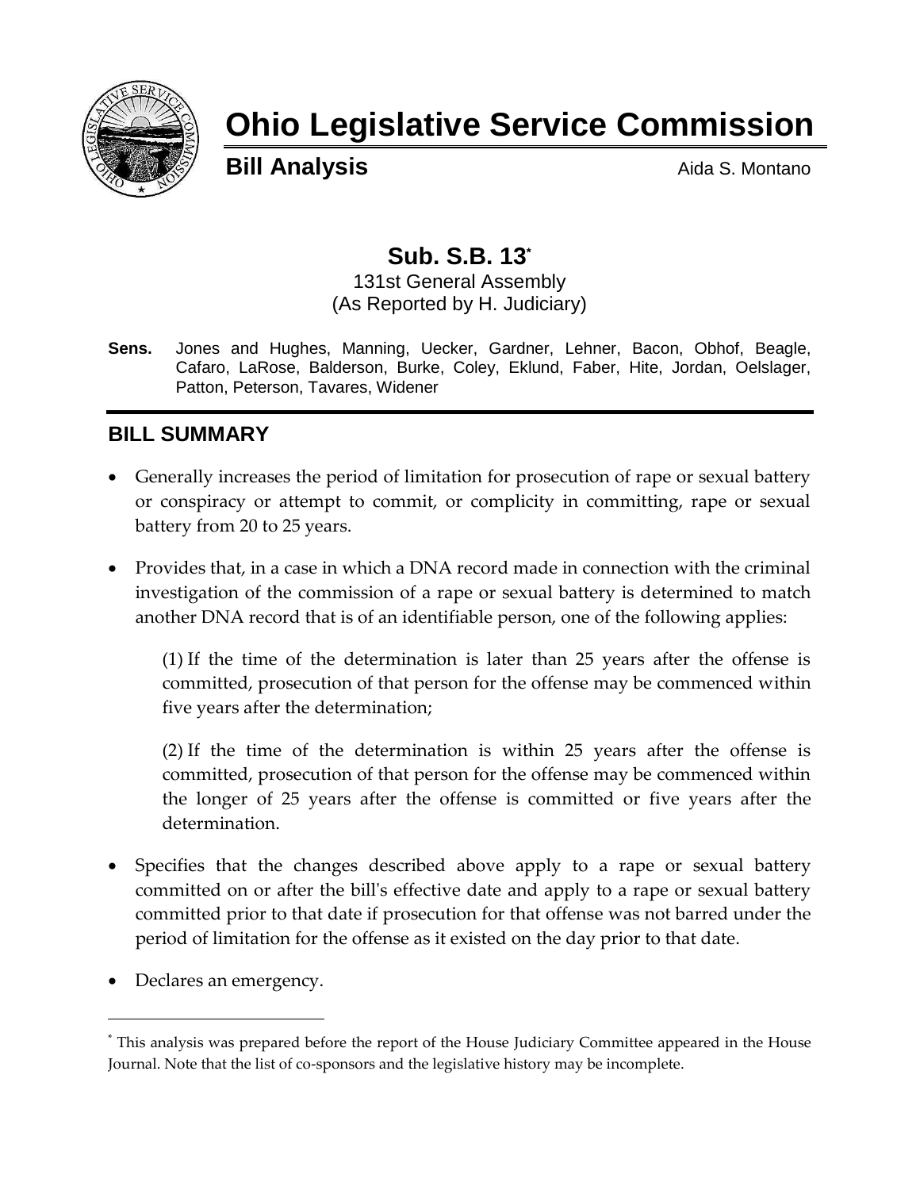# Ohio Legislative Service Commission

**Bill Analysis** Aida S. Montano

## Sub. S.B. 13[*]

131st General Assembly
(As Reported by H. Judiciary)

**Sens.** Jones and Hughes, Manning, Uecker, Gardner, Lehner, Bacon, Obhof, Beagle, Cafaro, LaRose, Balderson, Burke, Coley, Eklund, Faber, Hite, Jordan, Oelslager, Patton, Peterson, Tavares, Widener

## BILL SUMMARY

- Generally increases the period of limitation for prosecution of rape or sexual battery or conspiracy or attempt to commit, or complicity in committing, rape or sexual battery from 20 to 25 years.
- Provides that, in a case in which a DNA record made in connection with the criminal investigation of the commission of a rape or sexual battery is determined to match another DNA record that is of an identifiable person, one of the following applies:

  (1) If the time of the determination is later than 25 years after the offense is committed, prosecution of that person for the offense may be commenced within five years after the determination;

  (2) If the time of the determination is within 25 years after the offense is committed, prosecution of that person for the offense may be commenced within the longer of 25 years after the offense is committed or five years after the determination.

- Specifies that the changes described above apply to a rape or sexual battery committed on or after the bill's effective date and apply to a rape or sexual battery committed prior to that date if prosecution for that offense was not barred under the period of limitation for the offense as it existed on the day prior to that date.
- Declares an emergency.

---

[*] This analysis was prepared before the report of the House Judiciary Committee appeared in the House Journal. Note that the list of co-sponsors and the legislative history may be incomplete.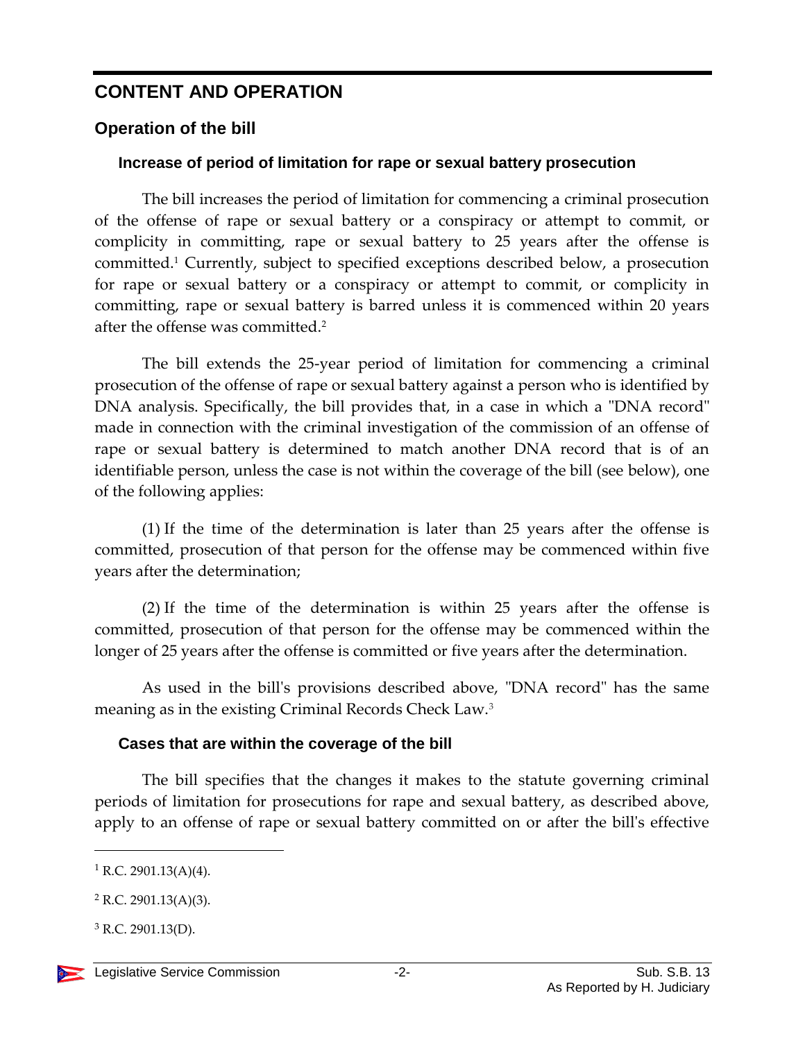# CONTENT AND OPERATION

## Operation of the bill

### Increase of period of limitation for rape or sexual battery prosecution

The bill increases the period of limitation for commencing a criminal prosecution of the offense of rape or sexual battery or a conspiracy or attempt to commit, or complicity in committing, rape or sexual battery to 25 years after the offense is committed.[1] Currently, subject to specified exceptions described below, a prosecution for rape or sexual battery or a conspiracy or attempt to commit, or complicity in committing, rape or sexual battery is barred unless it is commenced within 20 years after the offense was committed.[2]

The bill extends the 25-year period of limitation for commencing a criminal prosecution of the offense of rape or sexual battery against a person who is identified by DNA analysis. Specifically, the bill provides that, in a case in which a "DNA record" made in connection with the criminal investigation of the commission of an offense of rape or sexual battery is determined to match another DNA record that is of an identifiable person, unless the case is not within the coverage of the bill (see below), one of the following applies:

(1) If the time of the determination is later than 25 years after the offense is committed, prosecution of that person for the offense may be commenced within five years after the determination;

(2) If the time of the determination is within 25 years after the offense is committed, prosecution of that person for the offense may be commenced within the longer of 25 years after the offense is committed or five years after the determination.

As used in the bill's provisions described above, "DNA record" has the same meaning as in the existing Criminal Records Check Law.[3]

### Cases that are within the coverage of the bill

The bill specifies that the changes it makes to the statute governing criminal periods of limitation for prosecutions for rape and sexual battery, as described above, apply to an offense of rape or sexual battery committed on or after the bill's effective

---

[1] R.C. 2901.13(A)(4).

[2] R.C. 2901.13(A)(3).

[3] R.C. 2901.13(D).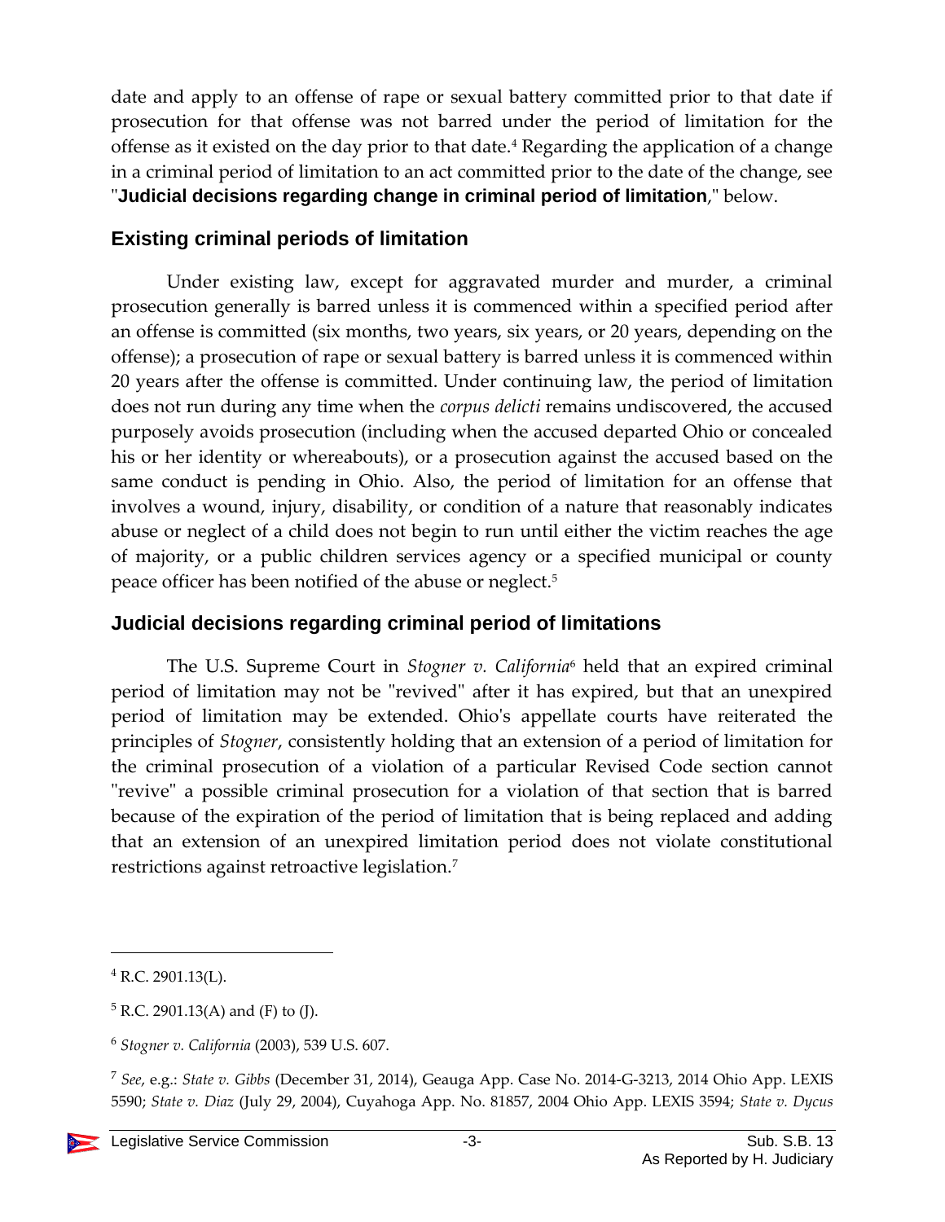date and apply to an offense of rape or sexual battery committed prior to that date if prosecution for that offense was not barred under the period of limitation for the offense as it existed on the day prior to that date.[4] Regarding the application of a change in a criminal period of limitation to an act committed prior to the date of the change, see "**Judicial decisions regarding change in criminal period of limitation**," below.

## Existing criminal periods of limitation

Under existing law, except for aggravated murder and murder, a criminal prosecution generally is barred unless it is commenced within a specified period after an offense is committed (six months, two years, six years, or 20 years, depending on the offense); a prosecution of rape or sexual battery is barred unless it is commenced within 20 years after the offense is committed. Under continuing law, the period of limitation does not run during any time when the *corpus delicti* remains undiscovered, the accused purposely avoids prosecution (including when the accused departed Ohio or concealed his or her identity or whereabouts), or a prosecution against the accused based on the same conduct is pending in Ohio. Also, the period of limitation for an offense that involves a wound, injury, disability, or condition of a nature that reasonably indicates abuse or neglect of a child does not begin to run until either the victim reaches the age of majority, or a public children services agency or a specified municipal or county peace officer has been notified of the abuse or neglect.[5]

## Judicial decisions regarding criminal period of limitations

The U.S. Supreme Court in *Stogner v. California*[6] held that an expired criminal period of limitation may not be "revived" after it has expired, but that an unexpired period of limitation may be extended. Ohio's appellate courts have reiterated the principles of *Stogner*, consistently holding that an extension of a period of limitation for the criminal prosecution of a violation of a particular Revised Code section cannot "revive" a possible criminal prosecution for a violation of that section that is barred because of the expiration of the period of limitation that is being replaced and adding that an extension of an unexpired limitation period does not violate constitutional restrictions against retroactive legislation.[7]

---

[4] R.C. 2901.13(L).

[5] R.C. 2901.13(A) and (F) to (J).

[6] *Stogner v. California* (2003), 539 U.S. 607.

[7] *See*, e.g.: *State v. Gibbs* (December 31, 2014), Geauga App. Case No. 2014-G-3213, 2014 Ohio App. LEXIS 5590; *State v. Diaz* (July 29, 2004), Cuyahoga App. No. 81857, 2004 Ohio App. LEXIS 3594; *State v. Dycus*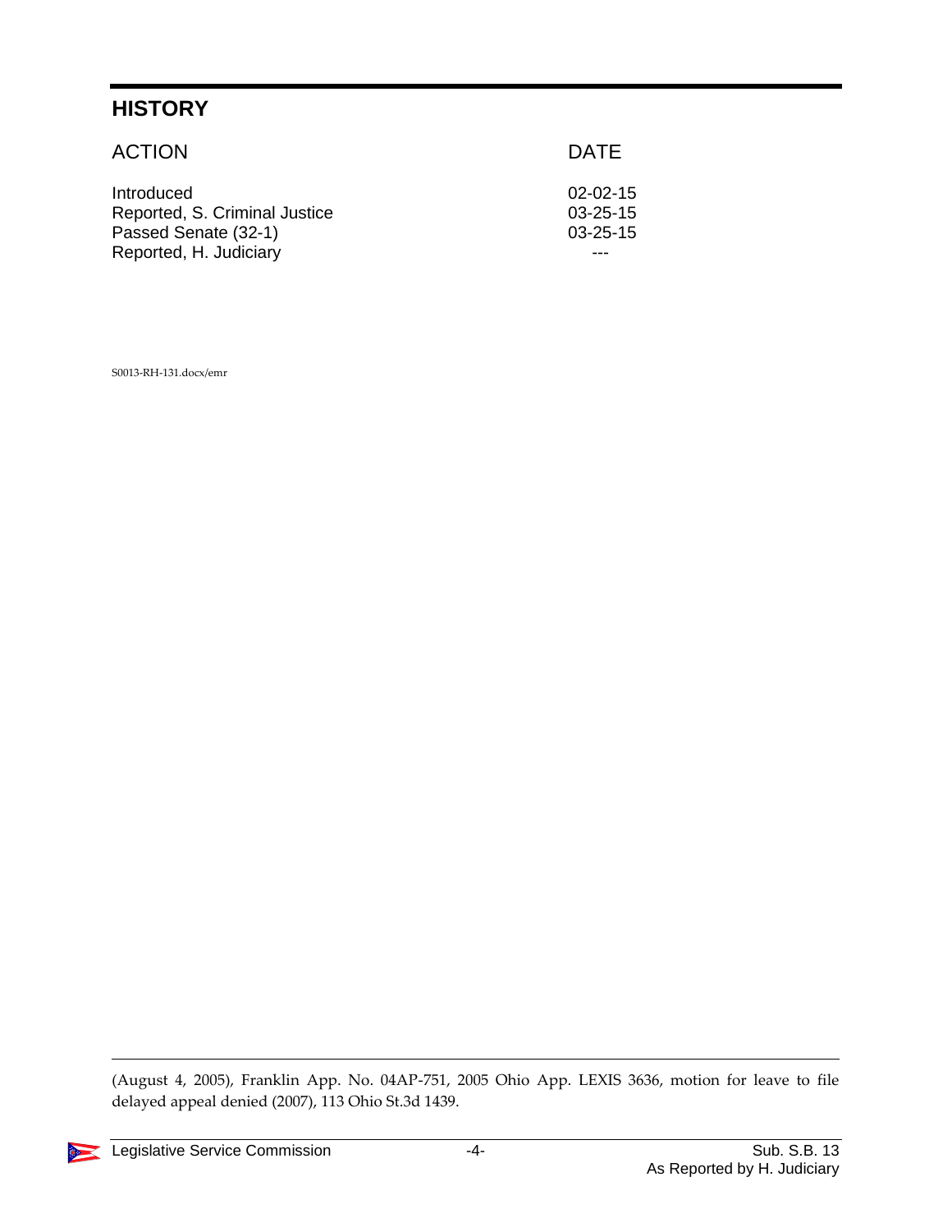## HISTORY

| ACTION | DATE |
| --- | --- |
| Introduced | 02-02-15 |
| Reported, S. Criminal Justice | 03-25-15 |
| Passed Senate (32-1) | 03-25-15 |
| Reported, H. Judiciary | --- |

S0013-RH-131.docx/emr

(August 4, 2005), Franklin App. No. 04AP-751, 2005 Ohio App. LEXIS 3636, motion for leave to file delayed appeal denied (2007), 113 Ohio St.3d 1439.